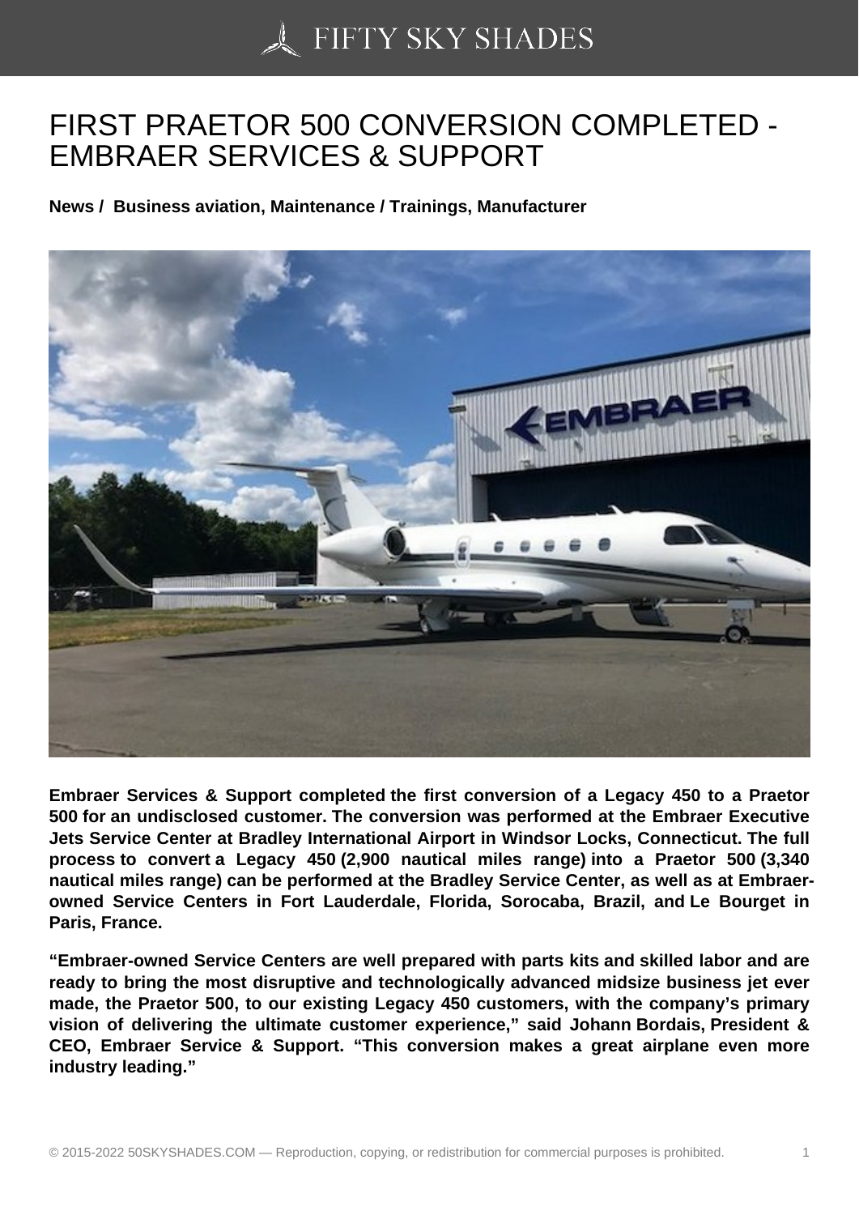# FIRST PRAETOR 500 CONVERSION COMPLETED - EMBRAER SERVICES & SUPPORT

**News / Business aviation, Maintenance / Trainings, Manufacturer**

**Embraer Services & Support completed the first conversion of a Legacy 450 to a Praetor 500 for an undisclosed customer. The conversion was performed at the Embraer Executive Jets Service Center at Bradley International Airport in Windsor Locks, Connecticut. The full process to convert a Legacy 450 (2,900 nautical miles range) into a Praetor 500 (3,340 nautical miles range) can be performed at the Bradley Service Center, as well as at Embraer-owned Service Centers in Fort Lauderdale, Florida, Sorocaba, Brazil, and Le Bourget in Paris, France.**

**"Embraer-owned Service Centers are well prepared with parts kits and skilled labor and are ready to bring the most disruptive and technologically advanced midsize business jet ever made, the Praetor 500, to our existing Legacy 450 customers, with the company's primary vision of delivering the ultimate customer experience," said Johann Bordais, President & CEO, Embraer Service & Support. "This conversion makes a great airplane even more industry leading."**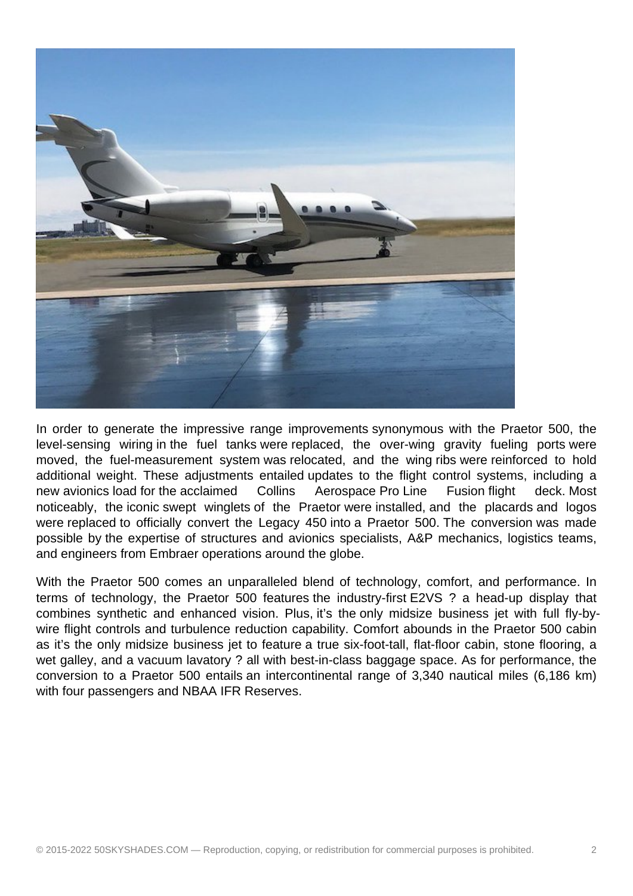In order to generate the impressive range improvements synonymous with the Praetor 500, the level-sensing wiring in the fuel tanks were replaced, the over-wing gravity fueling ports were moved, the fuel-measurement system was relocated, and the wing ribs were reinforced to hold additional weight. These adjustments entailed updates to the flight control systems, including a new avionics load for the acclaimed Collins Aerospace Pro Line Fusion flight deck. Most noticeably, the iconic swept winglets of the Praetor were installed, and the placards and logos were replaced to officially convert the Legacy 450 into a Praetor 500. The conversion was made possible by the expertise of structures and avionics specialists, A&P mechanics, logistics teams, and engineers from Embraer operations around the globe.

With the Praetor 500 comes an unparalleled blend of technology, comfort, and performance. In terms of technology, the Praetor 500 features the industry-first E2VS ? a head-up display that combines synthetic and enhanced vision. Plus, it's the only midsize business jet with full fly-by-wire flight controls and turbulence reduction capability. Comfort abounds in the Praetor 500 cabin as it's the only midsize business jet to feature a true six-foot-tall, flat-floor cabin, stone flooring, a wet galley, and a vacuum lavatory ? all with best-in-class baggage space. As for performance, the conversion to a Praetor 500 entails an intercontinental range of 3,340 nautical miles (6,186 km) with four passengers and NBAA IFR Reserves.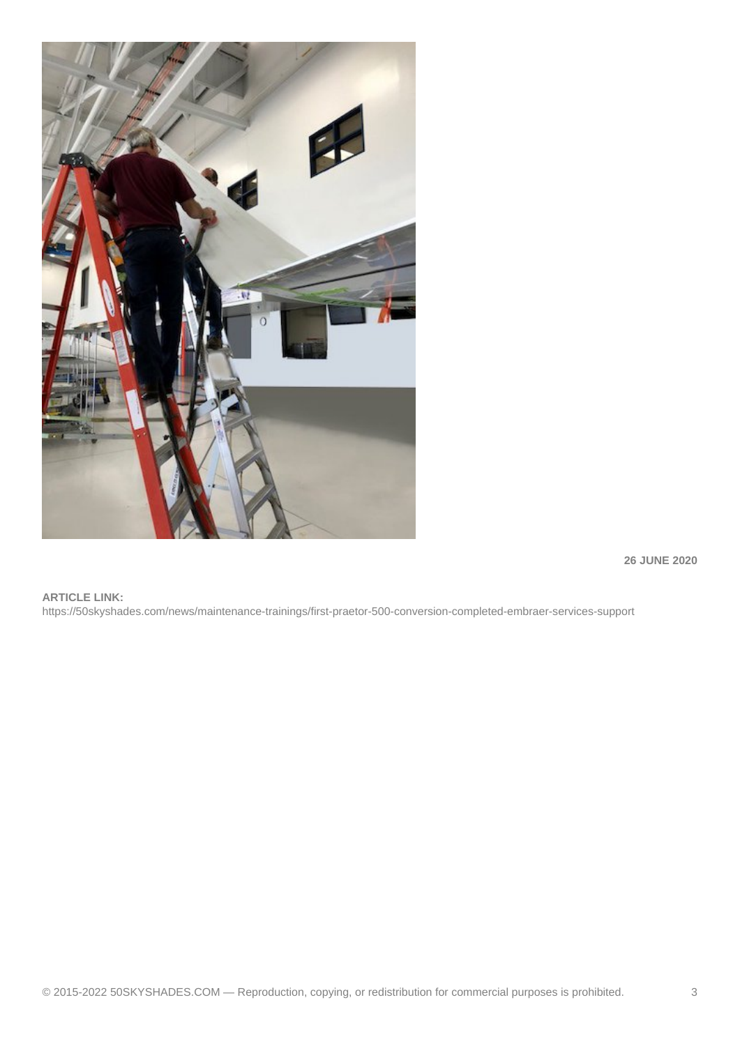**26 JUNE 2020**

**ARTICLE LINK:**
https://50skyshades.com/news/maintenance-trainings/first-praetor-500-conversion-completed-embraer-services-support